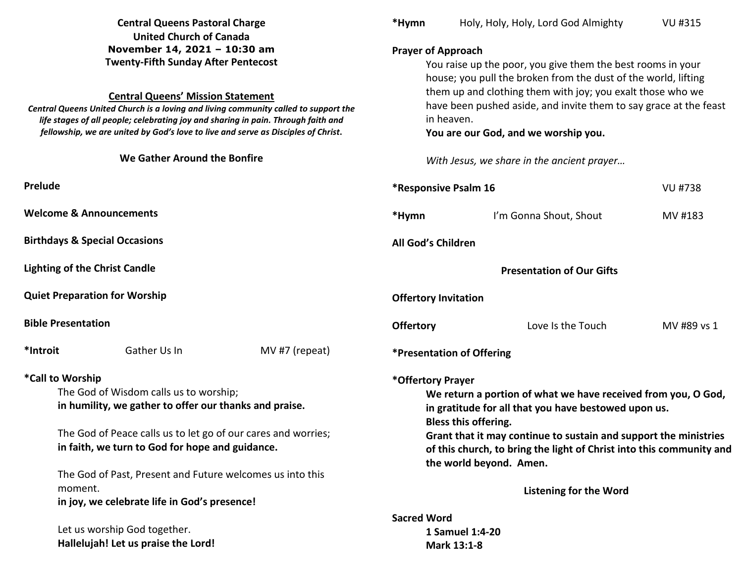**Central Queens Pastoral Charge**
**United Church of Canada**
**November 14, 2021 – 10:30 am**
**Twenty-Fifth Sunday After Pentecost**

## Central Queens' Mission Statement

***Central Queens United Church is a loving and living community called to support the life stages of all people; celebrating joy and sharing in pain. Through faith and fellowship, we are united by God's love to live and serve as Disciples of Christ.***

### We Gather Around the Bonfire

**Prelude**

**Welcome & Announcements**

**Birthdays & Special Occasions**

**Lighting of the Christ Candle**

**Quiet Preparation for Worship**

**Bible Presentation**

**\*Introit** Gather Us In MV #7 (repeat)

**\*Call to Worship**

The God of Wisdom calls us to worship;
**in humility, we gather to offer our thanks and praise.**

The God of Peace calls us to let go of our cares and worries;
**in faith, we turn to God for hope and guidance.**

The God of Past, Present and Future welcomes us into this moment.
**in joy, we celebrate life in God's presence!**

Let us worship God together.
**Hallelujah! Let us praise the Lord!**

**\*Hymn** Holy, Holy, Holy, Lord God Almighty VU #315

**Prayer of Approach**

You raise up the poor, you give them the best rooms in your house; you pull the broken from the dust of the world, lifting them up and clothing them with joy; you exalt those who we have been pushed aside, and invite them to say grace at the feast in heaven.
**You are our God, and we worship you.**

*With Jesus, we share in the ancient prayer…*

**\*Responsive Psalm 16** VU #738

**\*Hymn** I'm Gonna Shout, Shout MV #183

**All God's Children**

### Presentation of Our Gifts

**Offertory Invitation**

**Offertory** Love Is the Touch MV #89 vs 1

**\*Presentation of Offering**

**\*Offertory Prayer**

**We return a portion of what we have received from you, O God, in gratitude for all that you have bestowed upon us.**
**Bless this offering.**
**Grant that it may continue to sustain and support the ministries of this church, to bring the light of Christ into this community and the world beyond. Amen.**

### Listening for the Word

**Sacred Word**

**1 Samuel 1:4-20**
**Mark 13:1-8**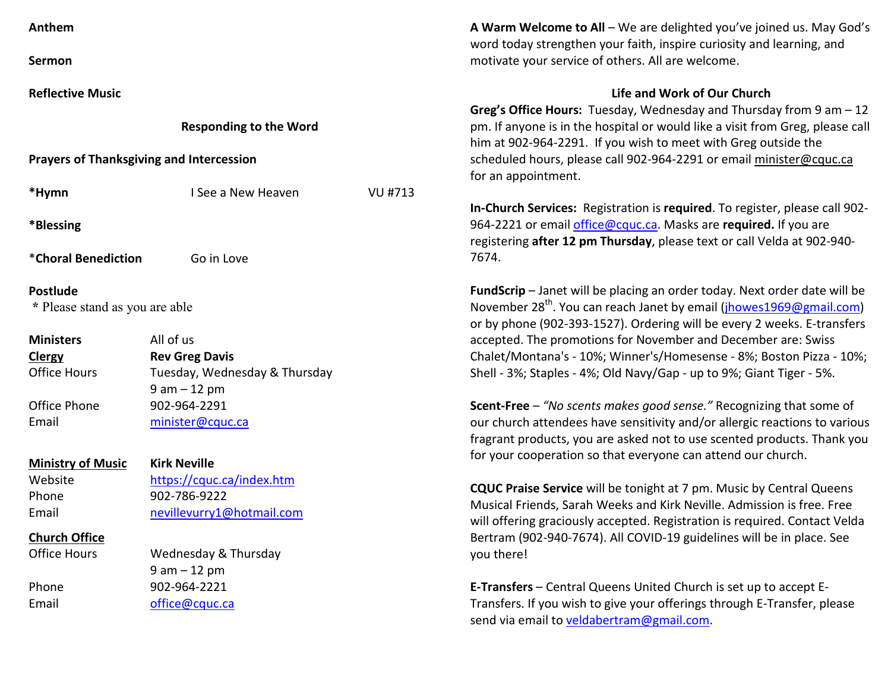**Anthem**

**Sermon**

**Reflective Music**

### Responding to the Word

**Prayers of Thanksgiving and Intercession**

**\*Hymn** I See a New Heaven VU #713

**\*Blessing**

\***Choral Benediction** Go in Love

**Postlude**

\* Please stand as you are able

| | |
|---|---|
| **Ministers** | All of us |
| **Clergy** | **Rev Greg Davis** |
| Office Hours | Tuesday, Wednesday & Thursday 9 am – 12 pm |
| Office Phone | 902-964-2291 |
| Email | minister@cquc.ca |
| **Ministry of Music** | **Kirk Neville** |
| Website | https://cquc.ca/index.htm |
| Phone | 902-786-9222 |
| Email | nevillevurry1@hotmail.com |
| **Church Office** | |
| Office Hours | Wednesday & Thursday 9 am – 12 pm |
| Phone | 902-964-2221 |
| Email | office@cquc.ca |

**A Warm Welcome to All** – We are delighted you've joined us. May God's word today strengthen your faith, inspire curiosity and learning, and motivate your service of others. All are welcome.

### Life and Work of Our Church

**Greg's Office Hours:** Tuesday, Wednesday and Thursday from 9 am – 12 pm. If anyone is in the hospital or would like a visit from Greg, please call him at 902-964-2291. If you wish to meet with Greg outside the scheduled hours, please call 902-964-2291 or email minister@cquc.ca for an appointment.

**In-Church Services:** Registration is **required**. To register, please call 902-964-2221 or email office@cquc.ca. Masks are **required.** If you are registering **after 12 pm Thursday**, please text or call Velda at 902-940-7674.

**FundScrip** – Janet will be placing an order today. Next order date will be November 28th. You can reach Janet by email (jhowes1969@gmail.com) or by phone (902-393-1527). Ordering will be every 2 weeks. E-transfers accepted. The promotions for November and December are: Swiss Chalet/Montana's - 10%; Winner's/Homesense - 8%; Boston Pizza - 10%; Shell - 3%; Staples - 4%; Old Navy/Gap - up to 9%; Giant Tiger - 5%.

**Scent-Free** – *"No scents makes good sense."* Recognizing that some of our church attendees have sensitivity and/or allergic reactions to various fragrant products, you are asked not to use scented products. Thank you for your cooperation so that everyone can attend our church.

**CQUC Praise Service** will be tonight at 7 pm. Music by Central Queens Musical Friends, Sarah Weeks and Kirk Neville. Admission is free. Free will offering graciously accepted. Registration is required. Contact Velda Bertram (902-940-7674). All COVID-19 guidelines will be in place. See you there!

**E-Transfers** – Central Queens United Church is set up to accept E-Transfers. If you wish to give your offerings through E-Transfer, please send via email to veldabertram@gmail.com.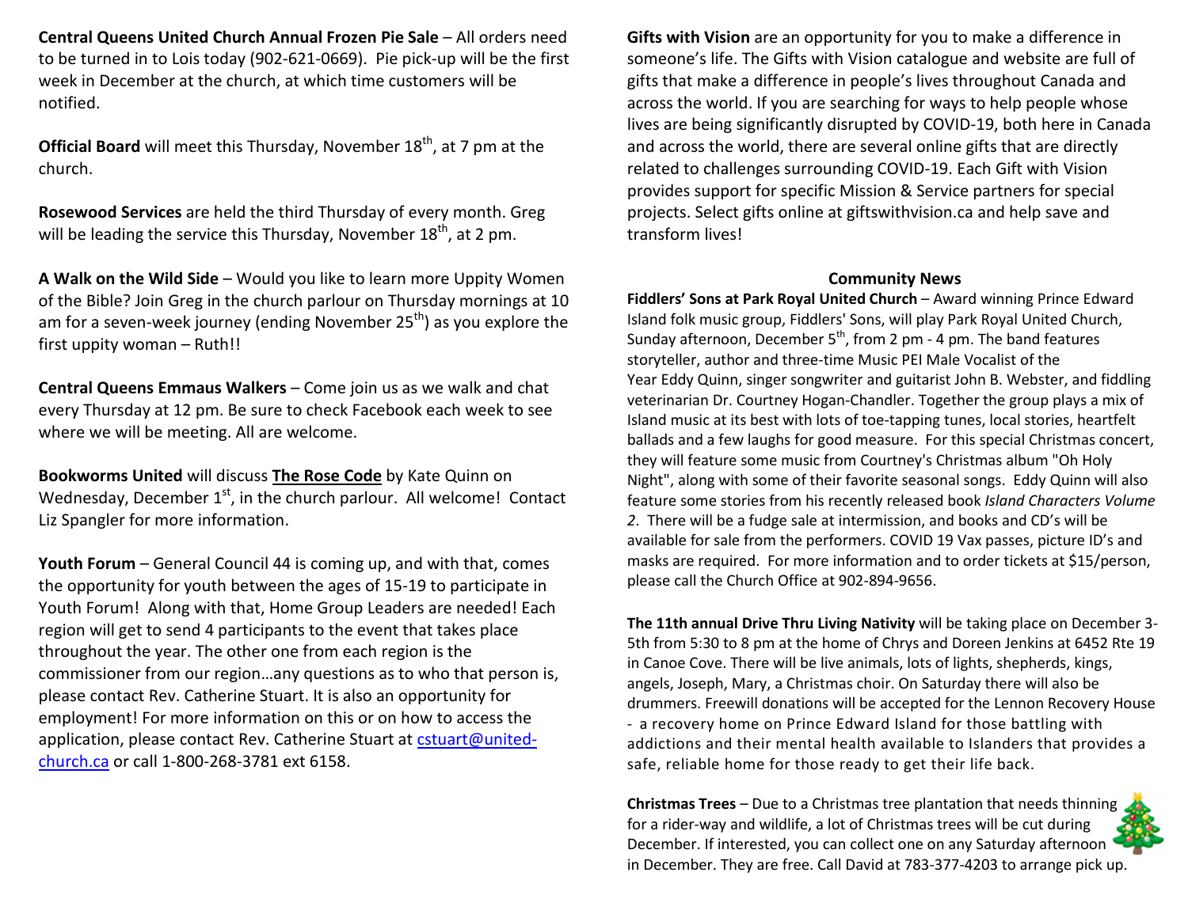**Central Queens United Church Annual Frozen Pie Sale** – All orders need to be turned in to Lois today (902-621-0669). Pie pick-up will be the first week in December at the church, at which time customers will be notified.

**Official Board** will meet this Thursday, November 18th, at 7 pm at the church.

**Rosewood Services** are held the third Thursday of every month. Greg will be leading the service this Thursday, November 18th, at 2 pm.

**A Walk on the Wild Side** – Would you like to learn more Uppity Women of the Bible? Join Greg in the church parlour on Thursday mornings at 10 am for a seven-week journey (ending November 25th) as you explore the first uppity woman – Ruth!!

**Central Queens Emmaus Walkers** – Come join us as we walk and chat every Thursday at 12 pm. Be sure to check Facebook each week to see where we will be meeting. All are welcome.

**Bookworms United** will discuss **The Rose Code** by Kate Quinn on Wednesday, December 1st, in the church parlour. All welcome! Contact Liz Spangler for more information.

**Youth Forum** – General Council 44 is coming up, and with that, comes the opportunity for youth between the ages of 15-19 to participate in Youth Forum! Along with that, Home Group Leaders are needed! Each region will get to send 4 participants to the event that takes place throughout the year. The other one from each region is the commissioner from our region…any questions as to who that person is, please contact Rev. Catherine Stuart. It is also an opportunity for employment! For more information on this or on how to access the application, please contact Rev. Catherine Stuart at cstuart@united-church.ca or call 1-800-268-3781 ext 6158.

**Gifts with Vision** are an opportunity for you to make a difference in someone's life. The Gifts with Vision catalogue and website are full of gifts that make a difference in people's lives throughout Canada and across the world. If you are searching for ways to help people whose lives are being significantly disrupted by COVID-19, both here in Canada and across the world, there are several online gifts that are directly related to challenges surrounding COVID-19. Each Gift with Vision provides support for specific Mission & Service partners for special projects. Select gifts online at giftswithvision.ca and help save and transform lives!

## Community News

**Fiddlers' Sons at Park Royal United Church** – Award winning Prince Edward Island folk music group, Fiddlers' Sons, will play Park Royal United Church, Sunday afternoon, December 5th, from 2 pm - 4 pm. The band features storyteller, author and three-time Music PEI Male Vocalist of the Year Eddy Quinn, singer songwriter and guitarist John B. Webster, and fiddling veterinarian Dr. Courtney Hogan-Chandler. Together the group plays a mix of Island music at its best with lots of toe-tapping tunes, local stories, heartfelt ballads and a few laughs for good measure. For this special Christmas concert, they will feature some music from Courtney's Christmas album "Oh Holy Night", along with some of their favorite seasonal songs. Eddy Quinn will also feature some stories from his recently released book *Island Characters Volume 2*. There will be a fudge sale at intermission, and books and CD's will be available for sale from the performers. COVID 19 Vax passes, picture ID's and masks are required. For more information and to order tickets at $15/person, please call the Church Office at 902-894-9656.

**The 11th annual Drive Thru Living Nativity** will be taking place on December 3-5th from 5:30 to 8 pm at the home of Chrys and Doreen Jenkins at 6452 Rte 19 in Canoe Cove. There will be live animals, lots of lights, shepherds, kings, angels, Joseph, Mary, a Christmas choir. On Saturday there will also be drummers. Freewill donations will be accepted for the Lennon Recovery House - a recovery home on Prince Edward Island for those battling with addictions and their mental health available to Islanders that provides a safe, reliable home for those ready to get their life back.

**Christmas Trees** – Due to a Christmas tree plantation that needs thinning for a rider-way and wildlife, a lot of Christmas trees will be cut during December. If interested, you can collect one on any Saturday afternoon in December. They are free. Call David at 783-377-4203 to arrange pick up.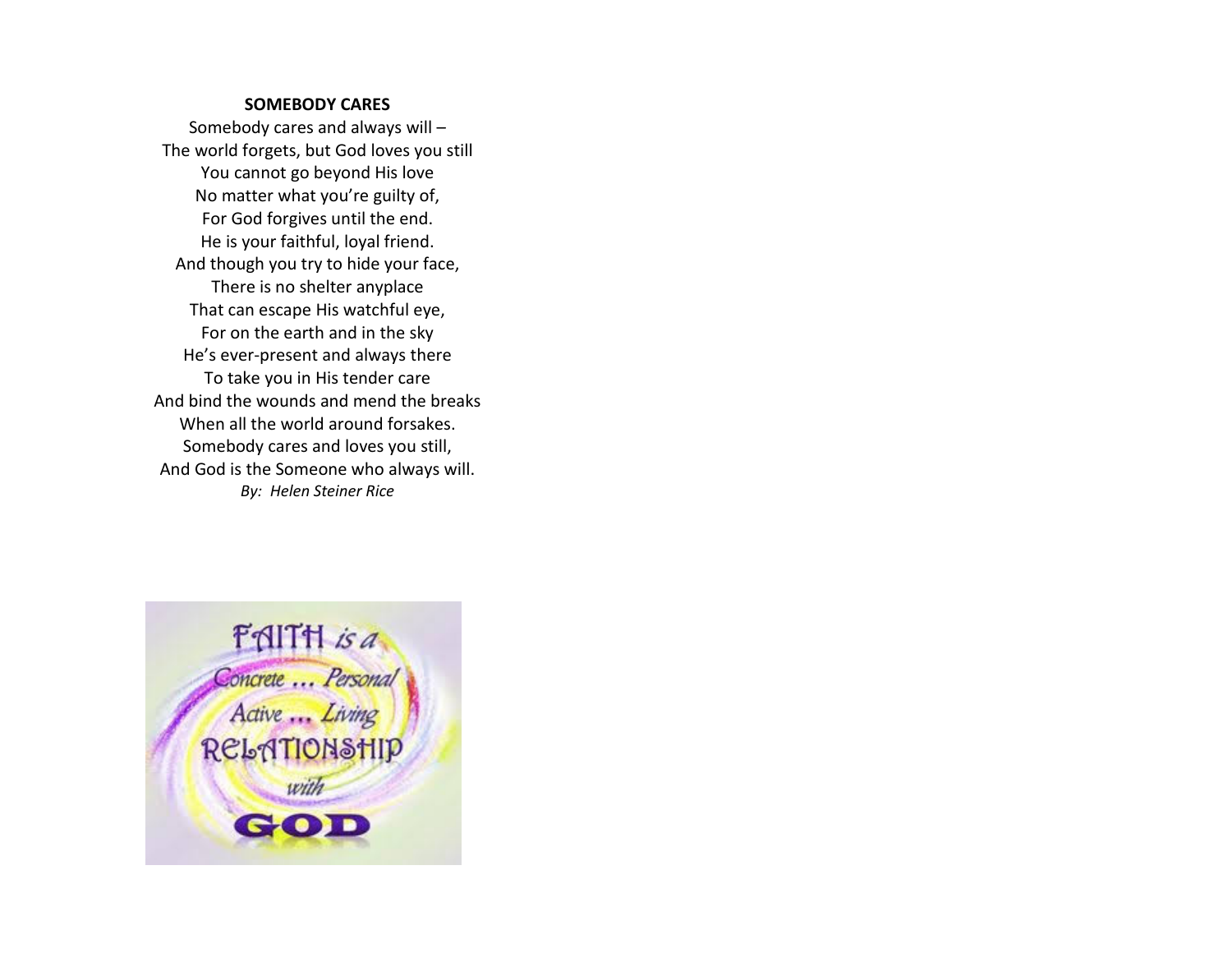**SOMEBODY CARES**

Somebody cares and always will –
The world forgets, but God loves you still
You cannot go beyond His love
No matter what you're guilty of,
For God forgives until the end.
He is your faithful, loyal friend.
And though you try to hide your face,
There is no shelter anyplace
That can escape His watchful eye,
For on the earth and in the sky
He's ever-present and always there
To take you in His tender care
And bind the wounds and mend the breaks
When all the world around forsakes.
Somebody cares and loves you still,
And God is the Someone who always will.

*By: Helen Steiner Rice*

FAITH is a
Concrete ... Personal
Active ... Living
RELATIONSHIP
with
GOD